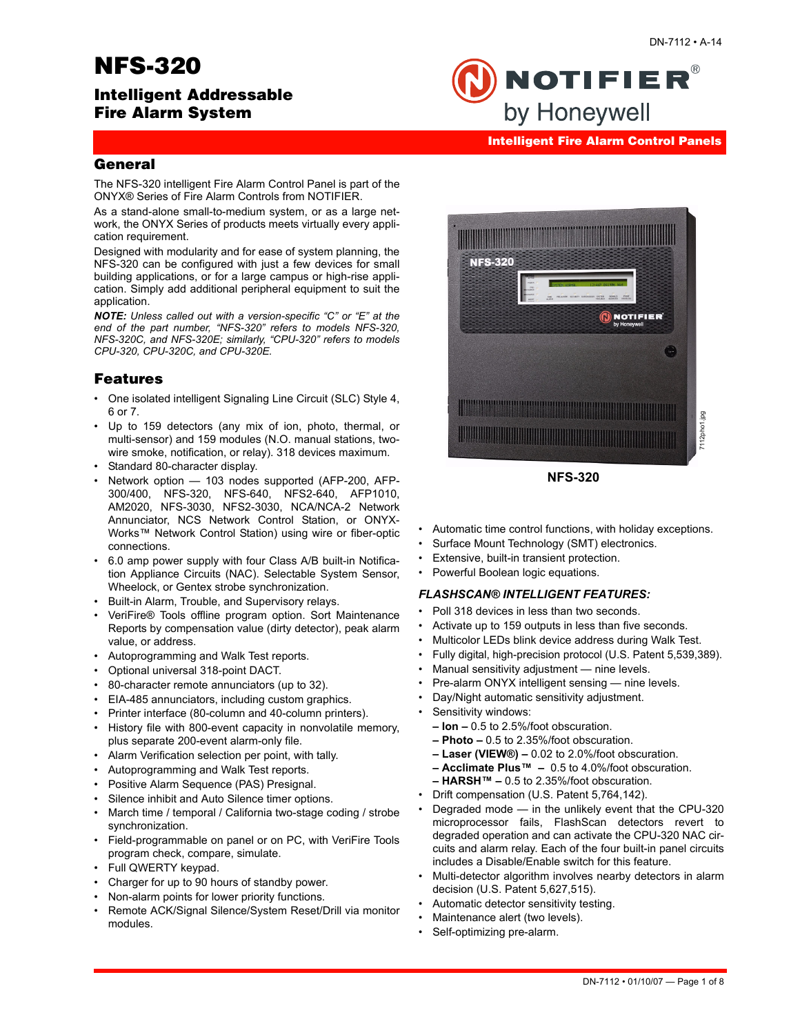# NFS-320

## Intelligent Addressable Fire Alarm System

**Intelligent Fire Alarm Control Panels**

## General

The NFS-320 intelligent Fire Alarm Control Panel is part of the ONYX® Series of Fire Alarm Controls from NOTIFIER.

As a stand-alone small-to-medium system, or as a large network, the ONYX Series of products meets virtually every application requirement.

Designed with modularity and for ease of system planning, the NFS-320 can be configured with just a few devices for small building applications, or for a large campus or high-rise application. Simply add additional peripheral equipment to suit the application.

***NOTE:** Unless called out with a version-specific "C" or "E" at the end of the part number, "NFS-320" refers to models NFS-320, NFS-320C, and NFS-320E; similarly, "CPU-320" refers to models CPU-320, CPU-320C, and CPU-320E.*

## Features

- One isolated intelligent Signaling Line Circuit (SLC) Style 4, 6 or 7.
- Up to 159 detectors (any mix of ion, photo, thermal, or multi-sensor) and 159 modules (N.O. manual stations, two-wire smoke, notification, or relay). 318 devices maximum.
- Standard 80-character display.
- Network option — 103 nodes supported (AFP-200, AFP-300/400, NFS-320, NFS-640, NFS2-640, AFP1010, AM2020, NFS-3030, NFS2-3030, NCA/NCA-2 Network Annunciator, NCS Network Control Station, or ONYX-Works™ Network Control Station) using wire or fiber-optic connections.
- 6.0 amp power supply with four Class A/B built-in Notification Appliance Circuits (NAC). Selectable System Sensor, Wheelock, or Gentex strobe synchronization.
- Built-in Alarm, Trouble, and Supervisory relays.
- VeriFire® Tools offline program option. Sort Maintenance Reports by compensation value (dirty detector), peak alarm value, or address.
- Autoprogramming and Walk Test reports.
- Optional universal 318-point DACT.
- 80-character remote annunciators (up to 32).
- EIA-485 annunciators, including custom graphics.
- Printer interface (80-column and 40-column printers).
- History file with 800-event capacity in nonvolatile memory, plus separate 200-event alarm-only file.
- Alarm Verification selection per point, with tally.
- Autoprogramming and Walk Test reports.
- Positive Alarm Sequence (PAS) Presignal.
- Silence inhibit and Auto Silence timer options.
- March time / temporal / California two-stage coding / strobe synchronization.
- Field-programmable on panel or on PC, with VeriFire Tools program check, compare, simulate.
- Full QWERTY keypad.
- Charger for up to 90 hours of standby power.
- Non-alarm points for lower priority functions.
- Remote ACK/Signal Silence/System Reset/Drill via monitor modules.

NFS-320

- Automatic time control functions, with holiday exceptions.
- Surface Mount Technology (SMT) electronics.
- Extensive, built-in transient protection.
- Powerful Boolean logic equations.

### *FLASHSCAN® INTELLIGENT FEATURES:*

- Poll 318 devices in less than two seconds.
- Activate up to 159 outputs in less than five seconds.
- Multicolor LEDs blink device address during Walk Test.
- Fully digital, high-precision protocol (U.S. Patent 5,539,389).
- Manual sensitivity adjustment — nine levels.
- Pre-alarm ONYX intelligent sensing — nine levels.
- Day/Night automatic sensitivity adjustment.
- Sensitivity windows:
  - **– Ion –** 0.5 to 2.5%/foot obscuration.
  - **– Photo –** 0.5 to 2.35%/foot obscuration.
  - **– Laser (VIEW®) –** 0.02 to 2.0%/foot obscuration.
  - **– Acclimate Plus™ –** 0.5 to 4.0%/foot obscuration.
  - **– HARSH™ –** 0.5 to 2.35%/foot obscuration.
- Drift compensation (U.S. Patent 5,764,142).
- Degraded mode — in the unlikely event that the CPU-320 microprocessor fails, FlashScan detectors revert to degraded operation and can activate the CPU-320 NAC circuits and alarm relay. Each of the four built-in panel circuits includes a Disable/Enable switch for this feature.
- Multi-detector algorithm involves nearby detectors in alarm decision (U.S. Patent 5,627,515).
- Automatic detector sensitivity testing.
- Maintenance alert (two levels).
- Self-optimizing pre-alarm.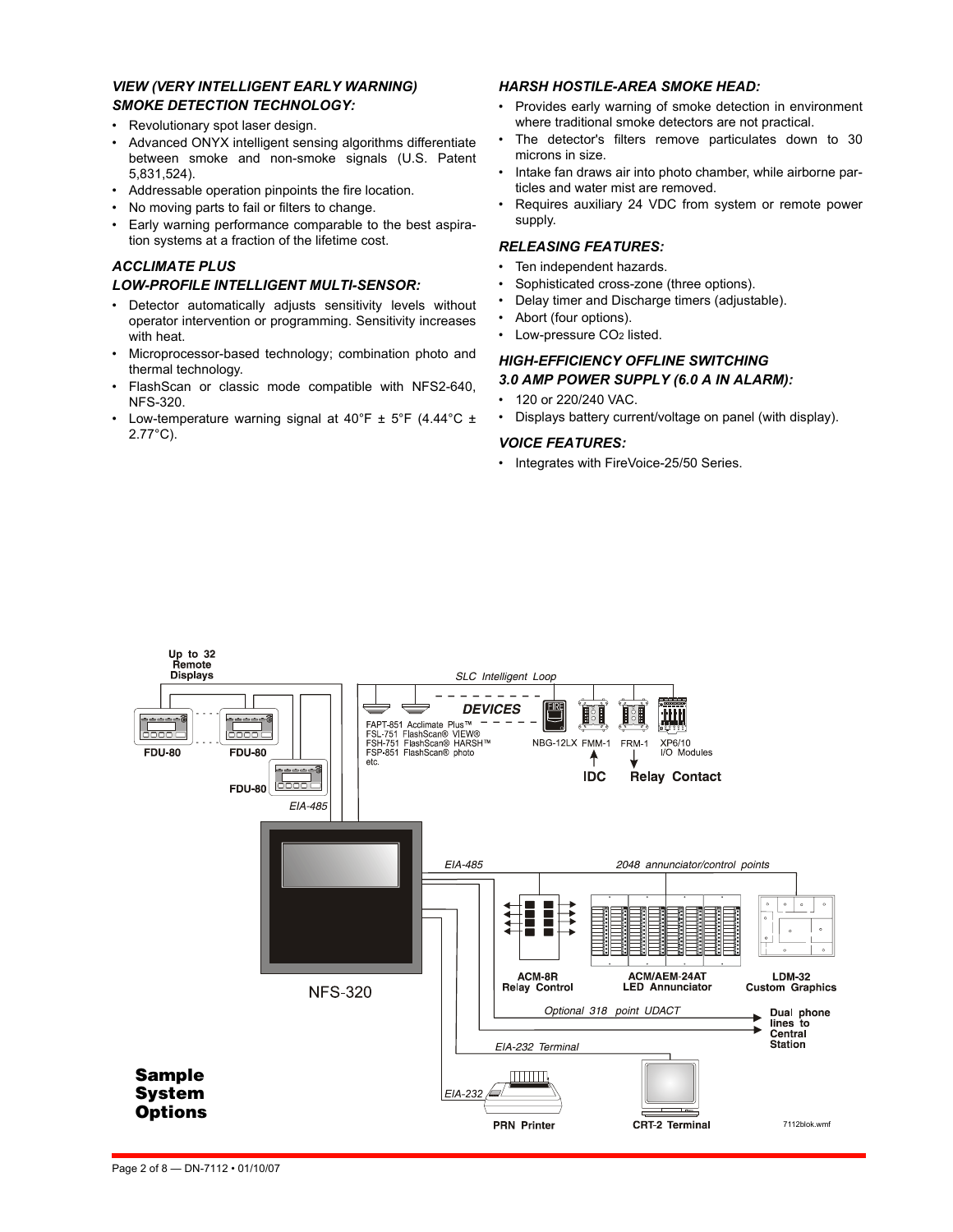### *VIEW (VERY INTELLIGENT EARLY WARNING) SMOKE DETECTION TECHNOLOGY:*

- Revolutionary spot laser design.
- Advanced ONYX intelligent sensing algorithms differentiate between smoke and non-smoke signals (U.S. Patent 5,831,524).
- Addressable operation pinpoints the fire location.
- No moving parts to fail or filters to change.
- Early warning performance comparable to the best aspiration systems at a fraction of the lifetime cost.

### *ACCLIMATE PLUS LOW-PROFILE INTELLIGENT MULTI-SENSOR:*

- Detector automatically adjusts sensitivity levels without operator intervention or programming. Sensitivity increases with heat.
- Microprocessor-based technology; combination photo and thermal technology.
- FlashScan or classic mode compatible with NFS2-640, NFS-320.
- Low-temperature warning signal at 40°F ± 5°F (4.44°C ± 2.77°C).

### *HARSH HOSTILE-AREA SMOKE HEAD:*

- Provides early warning of smoke detection in environment where traditional smoke detectors are not practical.
- The detector's filters remove particulates down to 30 microns in size.
- Intake fan draws air into photo chamber, while airborne particles and water mist are removed.
- Requires auxiliary 24 VDC from system or remote power supply.

### *RELEASING FEATURES:*

- Ten independent hazards.
- Sophisticated cross-zone (three options).
- Delay timer and Discharge timers (adjustable).
- Abort (four options).
- Low-pressure $CO_2$ listed.

### *HIGH-EFFICIENCY OFFLINE SWITCHING 3.0 AMP POWER SUPPLY (6.0 A IN ALARM):*

- 120 or 220/240 VAC.
- Displays battery current/voltage on panel (with display).

### *VOICE FEATURES:*

- Integrates with FireVoice-25/50 Series.

Up to 32 Remote Displays

FDU-80 FDU-80 FDU-80

EIA-485

SLC Intelligent Loop

DEVICES

FAPT-851 Acclimate Plus™
FSL-751 FlashScan® VIEW®
FSH-751 FlashScan® HARSH™
FSP-851 FlashScan® photo
etc.

NBG-12LX FMM-1 FRM-1 XP6/10 I/O Modules

IDC Relay Contact

NFS-320

EIA-485 2048 annunciator/control points

ACM-8R Relay Control

ACM/AEM-24AT LED Annunciator

LDM-32 Custom Graphics

Optional 318 point UDACT

Dual phone lines to Central Station

EIA-232 Terminal

EIA-232

PRN Printer

CRT-2 Terminal

**Sample System Options**

7112blok.wmf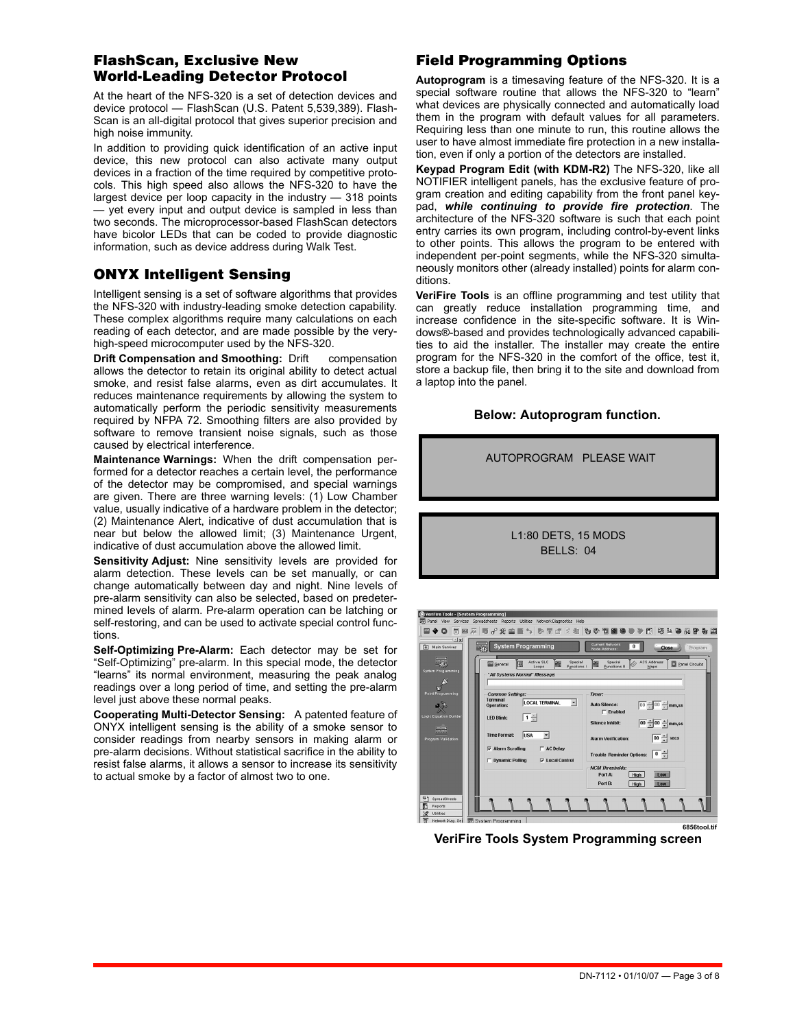## FlashScan, Exclusive New World-Leading Detector Protocol

At the heart of the NFS-320 is a set of detection devices and device protocol — FlashScan (U.S. Patent 5,539,389). FlashScan is an all-digital protocol that gives superior precision and high noise immunity.

In addition to providing quick identification of an active input device, this new protocol can also activate many output devices in a fraction of the time required by competitive protocols. This high speed also allows the NFS-320 to have the largest device per loop capacity in the industry — 318 points — yet every input and output device is sampled in less than two seconds. The microprocessor-based FlashScan detectors have bicolor LEDs that can be coded to provide diagnostic information, such as device address during Walk Test.

## ONYX Intelligent Sensing

Intelligent sensing is a set of software algorithms that provides the NFS-320 with industry-leading smoke detection capability. These complex algorithms require many calculations on each reading of each detector, and are made possible by the very-high-speed microcomputer used by the NFS-320.

**Drift Compensation and Smoothing:** Drift compensation allows the detector to retain its original ability to detect actual smoke, and resist false alarms, even as dirt accumulates. It reduces maintenance requirements by allowing the system to automatically perform the periodic sensitivity measurements required by NFPA 72. Smoothing filters are also provided by software to remove transient noise signals, such as those caused by electrical interference.

**Maintenance Warnings:** When the drift compensation performed for a detector reaches a certain level, the performance of the detector may be compromised, and special warnings are given. There are three warning levels: (1) Low Chamber value, usually indicative of a hardware problem in the detector; (2) Maintenance Alert, indicative of dust accumulation that is near but below the allowed limit; (3) Maintenance Urgent, indicative of dust accumulation above the allowed limit.

**Sensitivity Adjust:** Nine sensitivity levels are provided for alarm detection. These levels can be set manually, or can change automatically between day and night. Nine levels of pre-alarm sensitivity can also be selected, based on predetermined levels of alarm. Pre-alarm operation can be latching or self-restoring, and can be used to activate special control functions.

**Self-Optimizing Pre-Alarm:** Each detector may be set for "Self-Optimizing" pre-alarm. In this special mode, the detector "learns" its normal environment, measuring the peak analog readings over a long period of time, and setting the pre-alarm level just above these normal peaks.

**Cooperating Multi-Detector Sensing:** A patented feature of ONYX intelligent sensing is the ability of a smoke sensor to consider readings from nearby sensors in making alarm or pre-alarm decisions. Without statistical sacrifice in the ability to resist false alarms, it allows a sensor to increase its sensitivity to actual smoke by a factor of almost two to one.

## Field Programming Options

**Autoprogram** is a timesaving feature of the NFS-320. It is a special software routine that allows the NFS-320 to "learn" what devices are physically connected and automatically load them in the program with default values for all parameters. Requiring less than one minute to run, this routine allows the user to have almost immediate fire protection in a new installation, even if only a portion of the detectors are installed.

**Keypad Program Edit (with KDM-R2)** The NFS-320, like all NOTIFIER intelligent panels, has the exclusive feature of program creation and editing capability from the front panel keypad, ***while continuing to provide fire protection***. The architecture of the NFS-320 software is such that each point entry carries its own program, including control-by-event links to other points. This allows the program to be entered with independent per-point segments, while the NFS-320 simultaneously monitors other (already installed) points for alarm conditions.

**VeriFire Tools** is an offline programming and test utility that can greatly reduce installation programming time, and increase confidence in the site-specific software. It is Windows®-based and provides technologically advanced capabilities to aid the installer. The installer may create the entire program for the NFS-320 in the comfort of the office, test it, store a backup file, then bring it to the site and download from a laptop into the panel.

**Below: Autoprogram function.**

AUTOPROGRAM PLEASE WAIT

L1:80 DETS, 15 MODS
BELLS: 04

6856tool.tif

**VeriFire Tools System Programming screen**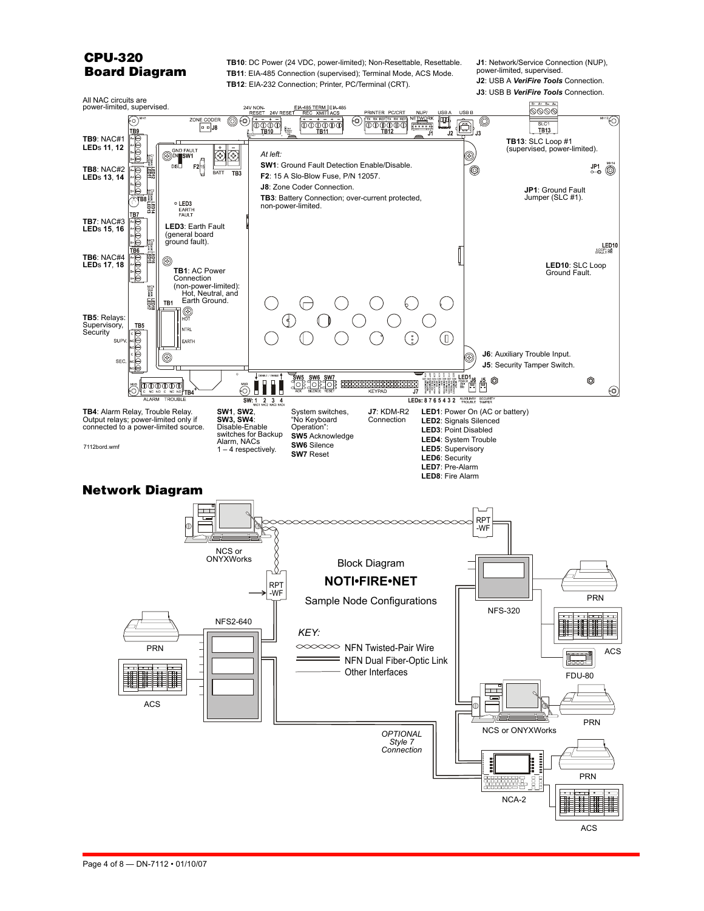## CPU-320 Board Diagram

**TB10**: DC Power (24 VDC, power-limited); Non-Resettable, Resettable.
**TB11**: EIA-485 Connection (supervised); Terminal Mode, ACS Mode.
**TB12**: EIA-232 Connection; Printer, PC/Terminal (CRT).

**J1**: Network/Service Connection (NUP), power-limited, supervised.
**J2**: USB A *VeriFire Tools* Connection.
**J3**: USB B *VeriFire Tools* Connection.

All NAC circuits are power-limited, supervised.

**TB9**: NAC#1 **LEDs 11**, **12**

**TB8**: NAC#2 **LEDs 13**, **14**

**TB7**: NAC#3 **LEDs 15**, **16**

**TB6**: NAC#4 **LEDs 17**, **18**

**TB5**: Relays: Supervisory, Security

*At left:*

**SW1**: Ground Fault Detection Enable/Disable.
**F2**: 15 A Slo-Blow Fuse, P/N 12057.
**J8**: Zone Coder Connection.
**TB3**: Battery Connection; over-current protected, non-power-limited.

**LED3**: Earth Fault (general board ground fault).

**TB1**: AC Power Connection (non-power-limited): Hot, Neutral, and Earth Ground.

**TB13**: SLC Loop #1 (supervised, power-limited).

**JP1**: Ground Fault Jumper (SLC #1).

**LED10**: SLC Loop Ground Fault.

**J6**: Auxiliary Trouble Input.
**J5**: Security Tamper Switch.

**TB4**: Alarm Relay, Trouble Relay. Output relays; power-limited only if connected to a power-limited source.

**SW1**, **SW2**, **SW3, SW4**: Disable-Enable switches for Backup Alarm, NACs 1 – 4 respectively.

System switches, "No Keyboard Operation":
**SW5** Acknowledge
**SW6** Silence
**SW7** Reset

**J7**: KDM-R2 Connection

**LED1**: Power On (AC or battery)
**LED2**: Signals Silenced
**LED3**: Point Disabled
**LED4**: System Trouble
**LED5**: Supervisory
**LED6**: Security
**LED7**: Pre-Alarm
**LED8**: Fire Alarm

7112bord.wmf

## Network Diagram

Block Diagram
**NOTI•FIRE•NET**
Sample Node Configurations

*KEY:*
- NFN Twisted-Pair Wire
- NFN Dual Fiber-Optic Link
- Other Interfaces

NCS or ONYXWorks, RPT-WF, NFS2-640, PRN, ACS, NFS-320, FDU-80, NCA-2

*OPTIONAL Style 7 Connection*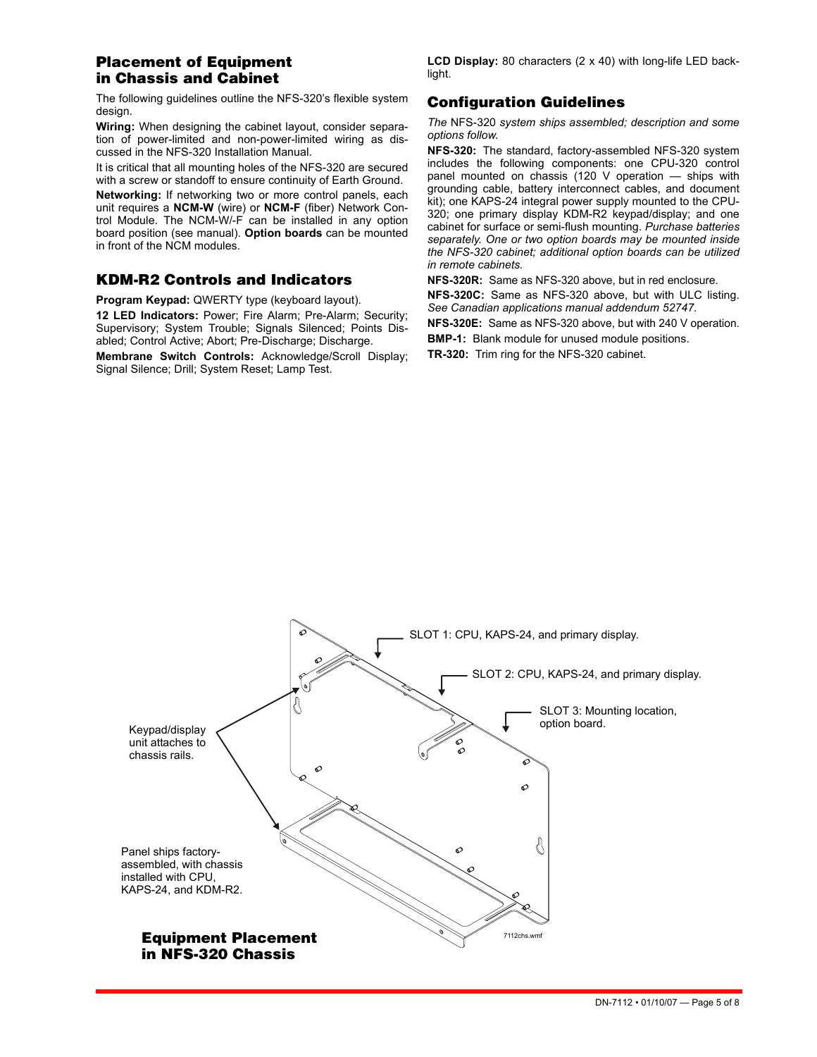## Placement of Equipment in Chassis and Cabinet

The following guidelines outline the NFS-320's flexible system design.

**Wiring:** When designing the cabinet layout, consider separation of power-limited and non-power-limited wiring as discussed in the NFS-320 Installation Manual.

It is critical that all mounting holes of the NFS-320 are secured with a screw or standoff to ensure continuity of Earth Ground.

**Networking:** If networking two or more control panels, each unit requires a **NCM-W** (wire) or **NCM-F** (fiber) Network Control Module. The NCM-W/-F can be installed in any option board position (see manual). **Option boards** can be mounted in front of the NCM modules.

## KDM-R2 Controls and Indicators

**Program Keypad:** QWERTY type (keyboard layout).

**12 LED Indicators:** Power; Fire Alarm; Pre-Alarm; Security; Supervisory; System Trouble; Signals Silenced; Points Disabled; Control Active; Abort; Pre-Discharge; Discharge.

**Membrane Switch Controls:** Acknowledge/Scroll Display; Signal Silence; Drill; System Reset; Lamp Test.

**LCD Display:** 80 characters (2 x 40) with long-life LED backlight.

## Configuration Guidelines

*The* NFS-320 *system ships assembled; description and some options follow.*

**NFS-320:** The standard, factory-assembled NFS-320 system includes the following components: one CPU-320 control panel mounted on chassis (120 V operation — ships with grounding cable, battery interconnect cables, and document kit); one KAPS-24 integral power supply mounted to the CPU-320; one primary display KDM-R2 keypad/display; and one cabinet for surface or semi-flush mounting. *Purchase batteries separately. One or two option boards may be mounted inside the NFS-320 cabinet; additional option boards can be utilized in remote cabinets.*

**NFS-320R:** Same as NFS-320 above, but in red enclosure.

**NFS-320C:** Same as NFS-320 above, but with ULC listing. *See Canadian applications manual addendum 52747.*

**NFS-320E:** Same as NFS-320 above, but with 240 V operation.

**BMP-1:** Blank module for unused module positions.

**TR-320:** Trim ring for the NFS-320 cabinet.

SLOT 1: CPU, KAPS-24, and primary display.

SLOT 2: CPU, KAPS-24, and primary display.

SLOT 3: Mounting location, option board.

Keypad/display unit attaches to chassis rails.

Panel ships factory-assembled, with chassis installed with CPU, KAPS-24, and KDM-R2.

7112chs.wmf

**Equipment Placement in NFS-320 Chassis**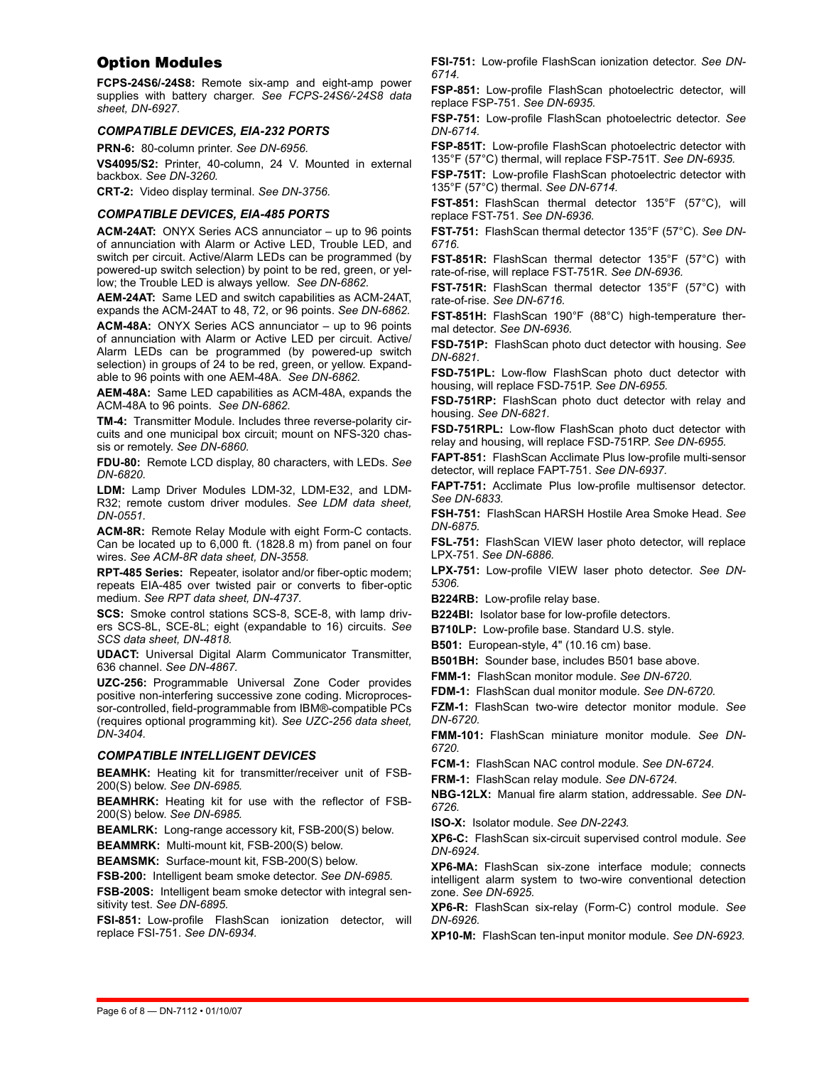## Option Modules

**FCPS-24S6/-24S8:** Remote six-amp and eight-amp power supplies with battery charger. *See FCPS-24S6/-24S8 data sheet, DN-6927.*

### COMPATIBLE DEVICES, EIA-232 PORTS

**PRN-6:** 80-column printer. *See DN-6956.*

**VS4095/S2:** Printer, 40-column, 24 V. Mounted in external backbox. *See DN-3260.*

**CRT-2:** Video display terminal. *See DN-3756.*

### COMPATIBLE DEVICES, EIA-485 PORTS

**ACM-24AT:** ONYX Series ACS annunciator – up to 96 points of annunciation with Alarm or Active LED, Trouble LED, and switch per circuit. Active/Alarm LEDs can be programmed (by powered-up switch selection) by point to be red, green, or yellow; the Trouble LED is always yellow. *See DN-6862.*

**AEM-24AT:** Same LED and switch capabilities as ACM-24AT, expands the ACM-24AT to 48, 72, or 96 points. *See DN-6862.*

**ACM-48A:** ONYX Series ACS annunciator – up to 96 points of annunciation with Alarm or Active LED per circuit. Active/Alarm LEDs can be programmed (by powered-up switch selection) in groups of 24 to be red, green, or yellow. Expandable to 96 points with one AEM-48A. *See DN-6862.*

**AEM-48A:** Same LED capabilities as ACM-48A, expands the ACM-48A to 96 points. *See DN-6862.*

**TM-4:** Transmitter Module. Includes three reverse-polarity circuits and one municipal box circuit; mount on NFS-320 chassis or remotely. *See DN-6860.*

**FDU-80:** Remote LCD display, 80 characters, with LEDs. *See DN-6820.*

**LDM:** Lamp Driver Modules LDM-32, LDM-E32, and LDM-R32; remote custom driver modules. *See LDM data sheet, DN-0551.*

**ACM-8R:** Remote Relay Module with eight Form-C contacts. Can be located up to 6,000 ft. (1828.8 m) from panel on four wires. *See ACM-8R data sheet, DN-3558.*

**RPT-485 Series:** Repeater, isolator and/or fiber-optic modem; repeats EIA-485 over twisted pair or converts to fiber-optic medium. *See RPT data sheet, DN-4737.*

**SCS:** Smoke control stations SCS-8, SCE-8, with lamp drivers SCS-8L, SCE-8L; eight (expandable to 16) circuits. *See SCS data sheet, DN-4818.*

**UDACT:** Universal Digital Alarm Communicator Transmitter, 636 channel. *See DN-4867.*

**UZC-256:** Programmable Universal Zone Coder provides positive non-interfering successive zone coding. Microprocessor-controlled, field-programmable from IBM®-compatible PCs (requires optional programming kit). *See UZC-256 data sheet, DN-3404.*

### COMPATIBLE INTELLIGENT DEVICES

**BEAMHK:** Heating kit for transmitter/receiver unit of FSB-200(S) below. *See DN-6985.*

**BEAMHRK:** Heating kit for use with the reflector of FSB-200(S) below. *See DN-6985.*

**BEAMLRK:** Long-range accessory kit, FSB-200(S) below.

**BEAMMRK:** Multi-mount kit, FSB-200(S) below.

**BEAMSMK:** Surface-mount kit, FSB-200(S) below.

**FSB-200:** Intelligent beam smoke detector. *See DN-6985.*

**FSB-200S:** Intelligent beam smoke detector with integral sensitivity test. *See DN-6895.*

**FSI-851:** Low-profile FlashScan ionization detector, will replace FSI-751. *See DN-6934.*

**FSI-751:** Low-profile FlashScan ionization detector. *See DN-6714.*

**FSP-851:** Low-profile FlashScan photoelectric detector, will replace FSP-751. *See DN-6935.*

**FSP-751:** Low-profile FlashScan photoelectric detector. *See DN-6714.*

**FSP-851T:** Low-profile FlashScan photoelectric detector with 135°F (57°C) thermal, will replace FSP-751T. *See DN-6935.*

**FSP-751T:** Low-profile FlashScan photoelectric detector with 135°F (57°C) thermal. *See DN-6714.*

**FST-851:** FlashScan thermal detector 135°F (57°C), will replace FST-751. *See DN-6936.*

**FST-751:** FlashScan thermal detector 135°F (57°C). *See DN-6716.*

**FST-851R:** FlashScan thermal detector 135°F (57°C) with rate-of-rise, will replace FST-751R. *See DN-6936.*

**FST-751R:** FlashScan thermal detector 135°F (57°C) with rate-of-rise. *See DN-6716.*

**FST-851H:** FlashScan 190°F (88°C) high-temperature thermal detector. *See DN-6936.*

**FSD-751P:** FlashScan photo duct detector with housing. *See DN-6821.*

**FSD-751PL:** Low-flow FlashScan photo duct detector with housing, will replace FSD-751P. *See DN-6955.*

**FSD-751RP:** FlashScan photo duct detector with relay and housing. *See DN-6821.*

**FSD-751RPL:** Low-flow FlashScan photo duct detector with relay and housing, will replace FSD-751RP. *See DN-6955.*

**FAPT-851:** FlashScan Acclimate Plus low-profile multi-sensor detector, will replace FAPT-751. *See DN-6937.*

**FAPT-751:** Acclimate Plus low-profile multisensor detector. *See DN-6833.*

**FSH-751:** FlashScan HARSH Hostile Area Smoke Head. *See DN-6875.*

**FSL-751:** FlashScan VIEW laser photo detector, will replace LPX-751. *See DN-6886.*

**LPX-751:** Low-profile VIEW laser photo detector. *See DN-5306.*

**B224RB:** Low-profile relay base.

**B224BI:** Isolator base for low-profile detectors.

**B710LP:** Low-profile base. Standard U.S. style.

**B501:** European-style, 4" (10.16 cm) base.

**B501BH:** Sounder base, includes B501 base above.

**FMM-1:** FlashScan monitor module. *See DN-6720.*

**FDM-1:** FlashScan dual monitor module. *See DN-6720.*

**FZM-1:** FlashScan two-wire detector monitor module. *See DN-6720.*

**FMM-101:** FlashScan miniature monitor module. *See DN-6720.*

**FCM-1:** FlashScan NAC control module. *See DN-6724.*

**FRM-1:** FlashScan relay module. *See DN-6724.*

**NBG-12LX:** Manual fire alarm station, addressable. *See DN-6726.*

**ISO-X:** Isolator module. *See DN-2243.*

**XP6-C:** FlashScan six-circuit supervised control module. *See DN-6924.*

**XP6-MA:** FlashScan six-zone interface module; connects intelligent alarm system to two-wire conventional detection zone. *See DN-6925.*

**XP6-R:** FlashScan six-relay (Form-C) control module. *See DN-6926.*

**XP10-M:** FlashScan ten-input monitor module. *See DN-6923.*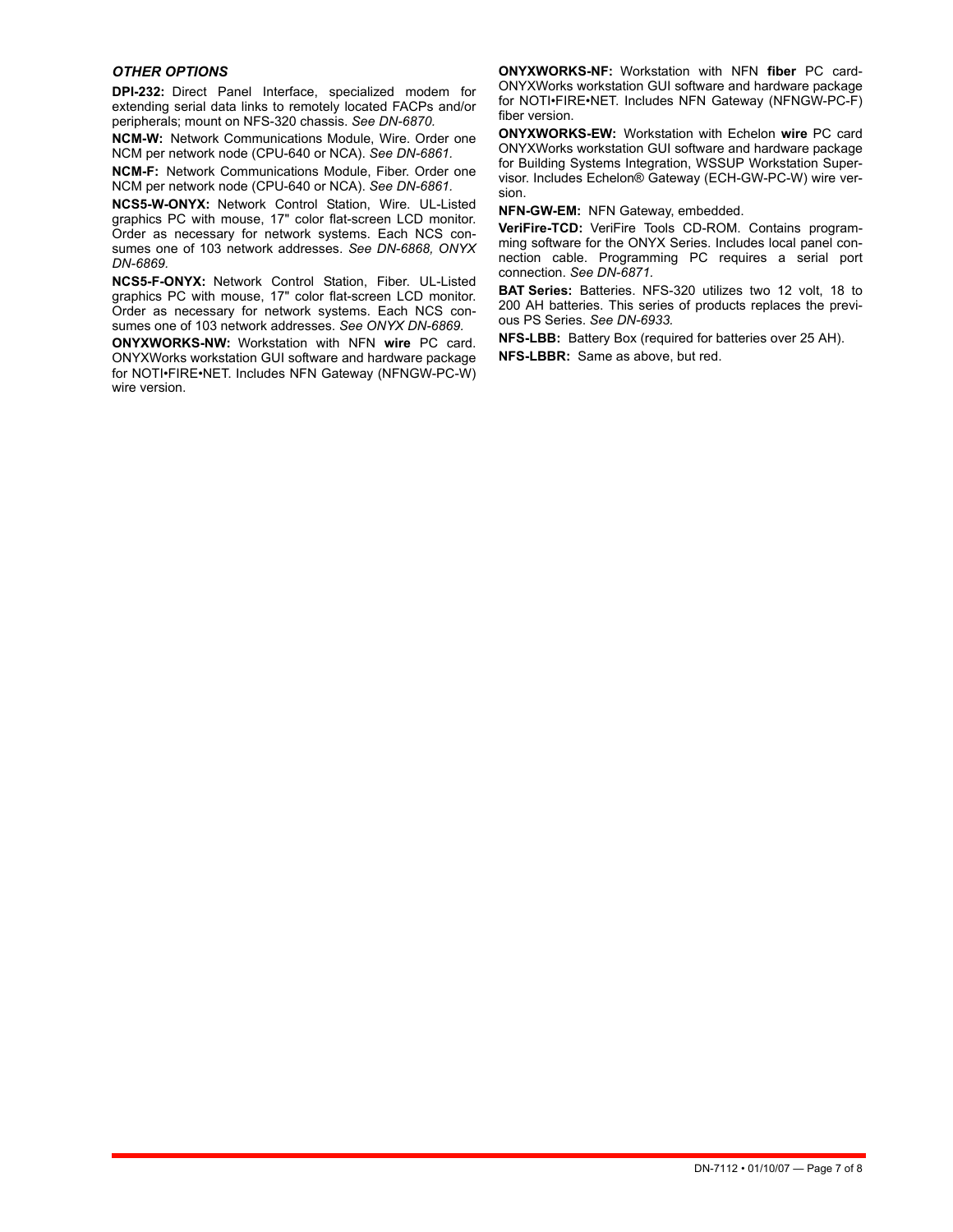### *OTHER OPTIONS*

**DPI-232:** Direct Panel Interface, specialized modem for extending serial data links to remotely located FACPs and/or peripherals; mount on NFS-320 chassis. *See DN-6870.*

**NCM-W:** Network Communications Module, Wire. Order one NCM per network node (CPU-640 or NCA). *See DN-6861.*

**NCM-F:** Network Communications Module, Fiber. Order one NCM per network node (CPU-640 or NCA). *See DN-6861.*

**NCS5-W-ONYX:** Network Control Station, Wire. UL-Listed graphics PC with mouse, 17" color flat-screen LCD monitor. Order as necessary for network systems. Each NCS consumes one of 103 network addresses. *See DN-6868, ONYX DN-6869.*

**NCS5-F-ONYX:** Network Control Station, Fiber. UL-Listed graphics PC with mouse, 17" color flat-screen LCD monitor. Order as necessary for network systems. Each NCS consumes one of 103 network addresses. *See ONYX DN-6869.*

**ONYXWORKS-NW:** Workstation with NFN **wire** PC card. ONYXWorks workstation GUI software and hardware package for NOTI•FIRE•NET. Includes NFN Gateway (NFNGW-PC-W) wire version.

**ONYXWORKS-NF:** Workstation with NFN **fiber** PC card-ONYXWorks workstation GUI software and hardware package for NOTI•FIRE•NET. Includes NFN Gateway (NFNGW-PC-F) fiber version.

**ONYXWORKS-EW:** Workstation with Echelon **wire** PC card ONYXWorks workstation GUI software and hardware package for Building Systems Integration, WSSUP Workstation Supervisor. Includes Echelon® Gateway (ECH-GW-PC-W) wire version.

**NFN-GW-EM:** NFN Gateway, embedded.

**VeriFire-TCD:** VeriFire Tools CD-ROM. Contains programming software for the ONYX Series. Includes local panel connection cable. Programming PC requires a serial port connection. *See DN-6871.*

**BAT Series:** Batteries. NFS-320 utilizes two 12 volt, 18 to 200 AH batteries. This series of products replaces the previous PS Series. *See DN-6933.*

**NFS-LBB:** Battery Box (required for batteries over 25 AH).

**NFS-LBBR:** Same as above, but red.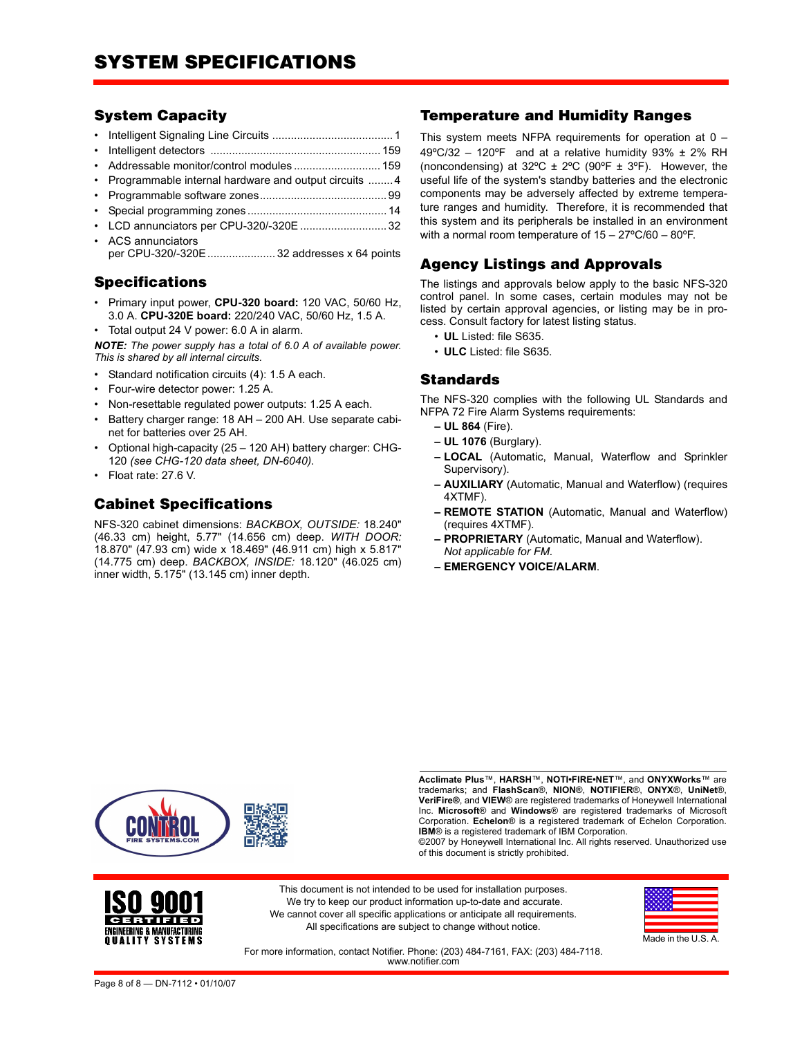# SYSTEM SPECIFICATIONS

## System Capacity

- Intelligent Signaling Line Circuits ....................................... 1
- Intelligent detectors ....................................................... 159
- Addressable monitor/control modules ............................ 159
- Programmable internal hardware and output circuits ........ 4
- Programmable software zones......................................... 99
- Special programming zones ............................................ 14
- LCD annunciators per CPU-320/-320E ............................ 32
- ACS annunciators per CPU-320/-320E...................... 32 addresses x 64 points

## Specifications

- Primary input power, **CPU-320 board:** 120 VAC, 50/60 Hz, 3.0 A. **CPU-320E board:** 220/240 VAC, 50/60 Hz, 1.5 A.
- Total output 24 V power: 6.0 A in alarm.

***NOTE:*** *The power supply has a total of 6.0 A of available power. This is shared by all internal circuits.*

- Standard notification circuits (4): 1.5 A each.
- Four-wire detector power: 1.25 A.
- Non-resettable regulated power outputs: 1.25 A each.
- Battery charger range: 18 AH – 200 AH. Use separate cabinet for batteries over 25 AH.
- Optional high-capacity (25 – 120 AH) battery charger: CHG-120 *(see CHG-120 data sheet, DN-6040)*.
- Float rate: 27.6 V.

## Cabinet Specifications

NFS-320 cabinet dimensions: *BACKBOX, OUTSIDE:* 18.240" (46.33 cm) height, 5.77" (14.656 cm) deep. *WITH DOOR:* 18.870" (47.93 cm) wide x 18.469" (46.911 cm) high x 5.817" (14.775 cm) deep. *BACKBOX, INSIDE:* 18.120" (46.025 cm) inner width, 5.175" (13.145 cm) inner depth.

## Temperature and Humidity Ranges

This system meets NFPA requirements for operation at 0 – 49ºC/32 – 120ºF and at a relative humidity 93% ± 2% RH (noncondensing) at 32ºC ± 2ºC (90ºF ± 3ºF). However, the useful life of the system's standby batteries and the electronic components may be adversely affected by extreme temperature ranges and humidity. Therefore, it is recommended that this system and its peripherals be installed in an environment with a normal room temperature of 15 – 27ºC/60 – 80ºF.

## Agency Listings and Approvals

The listings and approvals below apply to the basic NFS-320 control panel. In some cases, certain modules may not be listed by certain approval agencies, or listing may be in process. Consult factory for latest listing status.

- **UL** Listed: file S635.
- **ULC** Listed: file S635.

## Standards

The NFS-320 complies with the following UL Standards and NFPA 72 Fire Alarm Systems requirements:

- **UL 864** (Fire).
- **UL 1076** (Burglary).
- **LOCAL** (Automatic, Manual, Waterflow and Sprinkler Supervisory).
- **AUXILIARY** (Automatic, Manual and Waterflow) (requires 4XTMF).
- **REMOTE STATION** (Automatic, Manual and Waterflow) (requires 4XTMF).
- **PROPRIETARY** (Automatic, Manual and Waterflow). *Not applicable for FM.*
- **EMERGENCY VOICE/ALARM**.

CONTROL FIRE SYSTEMS.COM

**Acclimate Plus**™, **HARSH**™, **NOTI•FIRE•NET**™, and **ONYXWorks**™ are trademarks; and **FlashScan**®, **NION**®, **NOTIFIER**®, **ONYX**®, **UniNet**®, **VeriFire®**, and **VIEW**® are registered trademarks of Honeywell International Inc. **Microsoft**® and **Windows**® are registered trademarks of Microsoft Corporation. **Echelon**® is a registered trademark of Echelon Corporation. **IBM**® is a registered trademark of IBM Corporation.
©2007 by Honeywell International Inc. All rights reserved. Unauthorized use of this document is strictly prohibited.

ISO 9001 CERTIFIED ENGINEERING & MANUFACTURING QUALITY SYSTEMS

This document is not intended to be used for installation purposes.
We try to keep our product information up-to-date and accurate.
We cannot cover all specific applications or anticipate all requirements.
All specifications are subject to change without notice.

Made in the U.S. A.

For more information, contact Notifier. Phone: (203) 484-7161, FAX: (203) 484-7118.
www.notifier.com